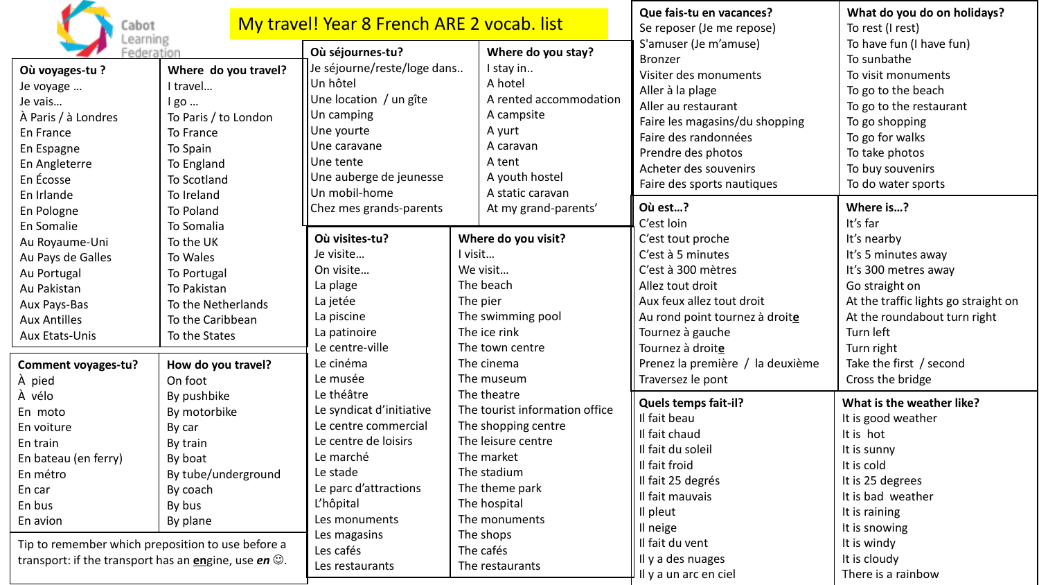# My travel! Year 8 French ARE 2 vocab. list

| Où voyages-tu ? | Where do you travel? |
| --- | --- |
| Je voyage … | I travel… |
| Je vais… | I go … |
| À Paris / à Londres | To Paris / to London |
| En France | To France |
| En Espagne | To Spain |
| En Angleterre | To England |
| En Écosse | To Scotland |
| En Irlande | To Ireland |
| En Pologne | To Poland |
| En Somalie | To Somalia |
| Au Royaume-Uni | To the UK |
| Au Pays de Galles | To Wales |
| Au Portugal | To Portugal |
| Au Pakistan | To Pakistan |
| Aux Pays-Bas | To the Netherlands |
| Aux Antilles | To the Caribbean |
| Aux Etats-Unis | To the States |

| Comment voyages-tu? | How do you travel? |
| --- | --- |
| À pied | On foot |
| À vélo | By pushbike |
| En moto | By motorbike |
| En voiture | By car |
| En train | By train |
| En bateau (en ferry) | By boat |
| En métro | By tube/underground |
| En car | By coach |
| En bus | By bus |
| En avion | By plane |

Tip to remember which preposition to use before a transport: if the transport has an <u>**en**</u>gine, use ***en*** ☺.

| Où séjournes-tu? | Where do you stay? |
| --- | --- |
| Je séjourne/reste/loge dans.. | I stay in.. |
| Un hôtel | A hotel |
| Une location / un gîte | A rented accommodation |
| Un camping | A campsite |
| Une yourte | A yurt |
| Une caravane | A caravan |
| Une tente | A tent |
| Une auberge de jeunesse | A youth hostel |
| Un mobil-home | A static caravan |
| Chez mes grands-parents | At my grand-parents' |

| Où visites-tu? | Where do you visit? |
| --- | --- |
| Je visite… | I visit… |
| On visite… | We visit… |
| La plage | The beach |
| La jetée | The pier |
| La piscine | The swimming pool |
| La patinoire | The ice rink |
| Le centre-ville | The town centre |
| Le cinéma | The cinema |
| Le musée | The museum |
| Le théâtre | The theatre |
| Le syndicat d'initiative | The tourist information office |
| Le centre commercial | The shopping centre |
| Le centre de loisirs | The leisure centre |
| Le marché | The market |
| Le stade | The stadium |
| Le parc d'attractions | The theme park |
| L'hôpital | The hospital |
| Les monuments | The monuments |
| Les magasins | The shops |
| Les cafés | The cafés |
| Les restaurants | The restaurants |

| Que fais-tu en vacances? | What do you do on holidays? |
| --- | --- |
| Se reposer (Je me repose) | To rest (I rest) |
| S'amuser (Je m'amuse) | To have fun (I have fun) |
| Bronzer | To sunbathe |
| Visiter des monuments | To visit monuments |
| Aller à la plage | To go to the beach |
| Aller au restaurant | To go to the restaurant |
| Faire les magasins/du shopping | To go shopping |
| Faire des randonnées | To go for walks |
| Prendre des photos | To take photos |
| Acheter des souvenirs | To buy souvenirs |
| Faire des sports nautiques | To do water sports |

| Où est…? | Where is…? |
| --- | --- |
| C'est loin | It's far |
| C'est tout proche | It's nearby |
| C'est à 5 minutes | It's 5 minutes away |
| C'est à 300 mètres | It's 300 metres away |
| Allez tout droit | Go straight on |
| Aux feux allez tout droit | At the traffic lights go straight on |
| Au rond point tournez à droit<u>**e**</u> | At the roundabout turn right |
| Tournez à gauche | Turn left |
| Tournez à droit<u>**e**</u> | Turn right |
| Prenez la première / la deuxième | Take the first / second |
| Traversez le pont | Cross the bridge |

| Quels temps fait-il? | What is the weather like? |
| --- | --- |
| Il fait beau | It is good weather |
| Il fait chaud | It is hot |
| Il fait du soleil | It is sunny |
| Il fait froid | It is cold |
| Il fait 25 degrés | It is 25 degrees |
| Il fait mauvais | It is bad weather |
| Il pleut | It is raining |
| Il neige | It is snowing |
| Il fait du vent | It is windy |
| Il y a des nuages | It is cloudy |
| Il y a un arc en ciel | There is a rainbow |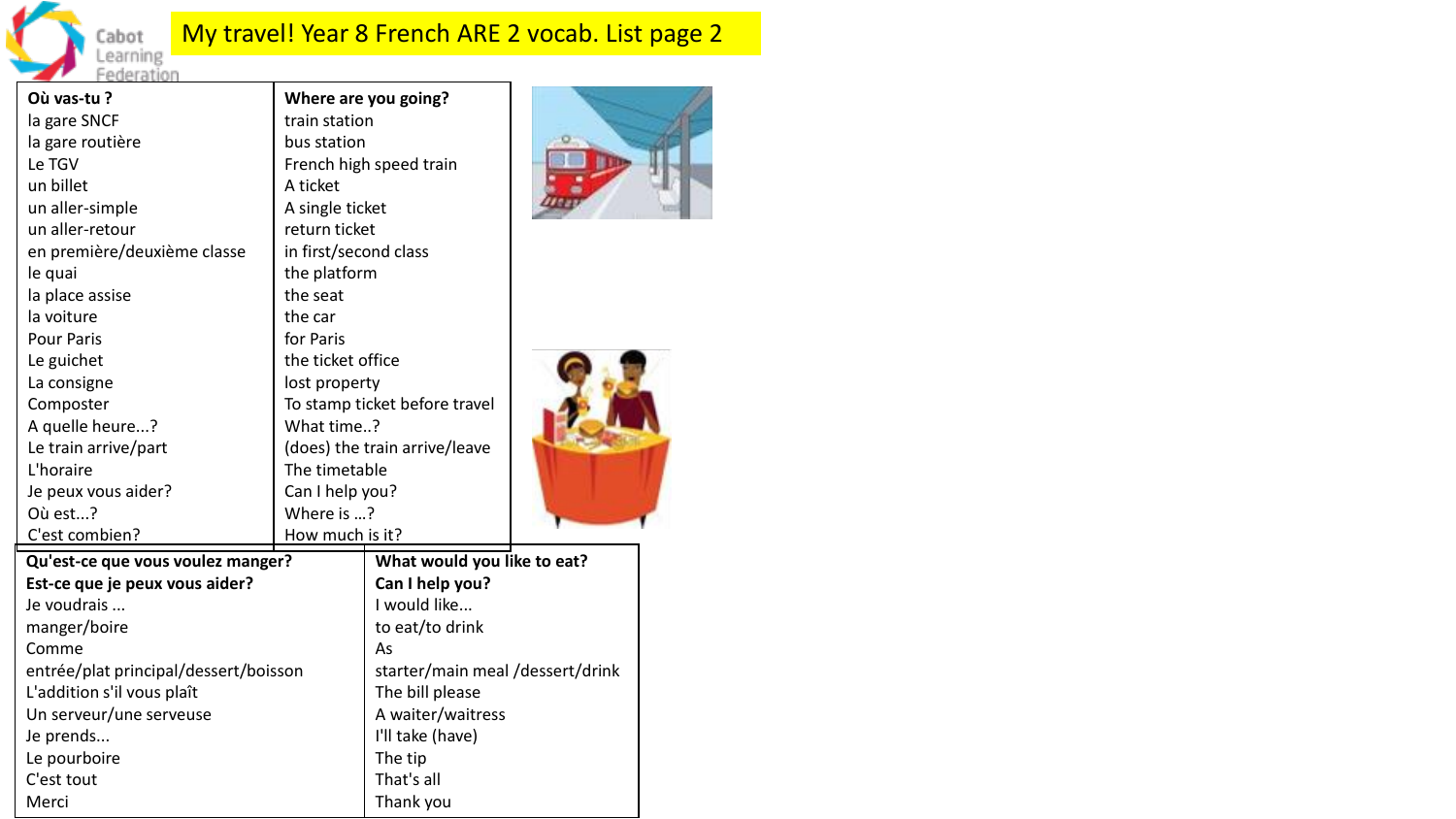# My travel! Year 8 French ARE 2 vocab. List page 2

| Où vas-tu ? | Where are you going? |
|---|---|
| la gare SNCF | train station |
| la gare routière | bus station |
| Le TGV | French high speed train |
| un billet | A ticket |
| un aller-simple | A single ticket |
| un aller-retour | return ticket |
| en première/deuxième classe | in first/second class |
| le quai | the platform |
| la place assise | the seat |
| la voiture | the car |
| Pour Paris | for Paris |
| Le guichet | the ticket office |
| La consigne | lost property |
| Composter | To stamp ticket before travel |
| A quelle heure...? | What time..? |
| Le train arrive/part | (does) the train arrive/leave |
| L'horaire | The timetable |
| Je peux vous aider? | Can I help you? |
| Où est...? | Where is ...? |
| C'est combien? | How much is it? |

| Qu'est-ce que vous voulez manger? | What would you like to eat? |
|---|---|
| **Est-ce que je peux vous aider?** | **Can I help you?** |
| Je voudrais ... | I would like... |
| manger/boire | to eat/to drink |
| Comme | As |
| entrée/plat principal/dessert/boisson | starter/main meal /dessert/drink |
| L'addition s'il vous plaît | The bill please |
| Un serveur/une serveuse | A waiter/waitress |
| Je prends... | I'll take (have) |
| Le pourboire | The tip |
| C'est tout | That's all |
| Merci | Thank you |